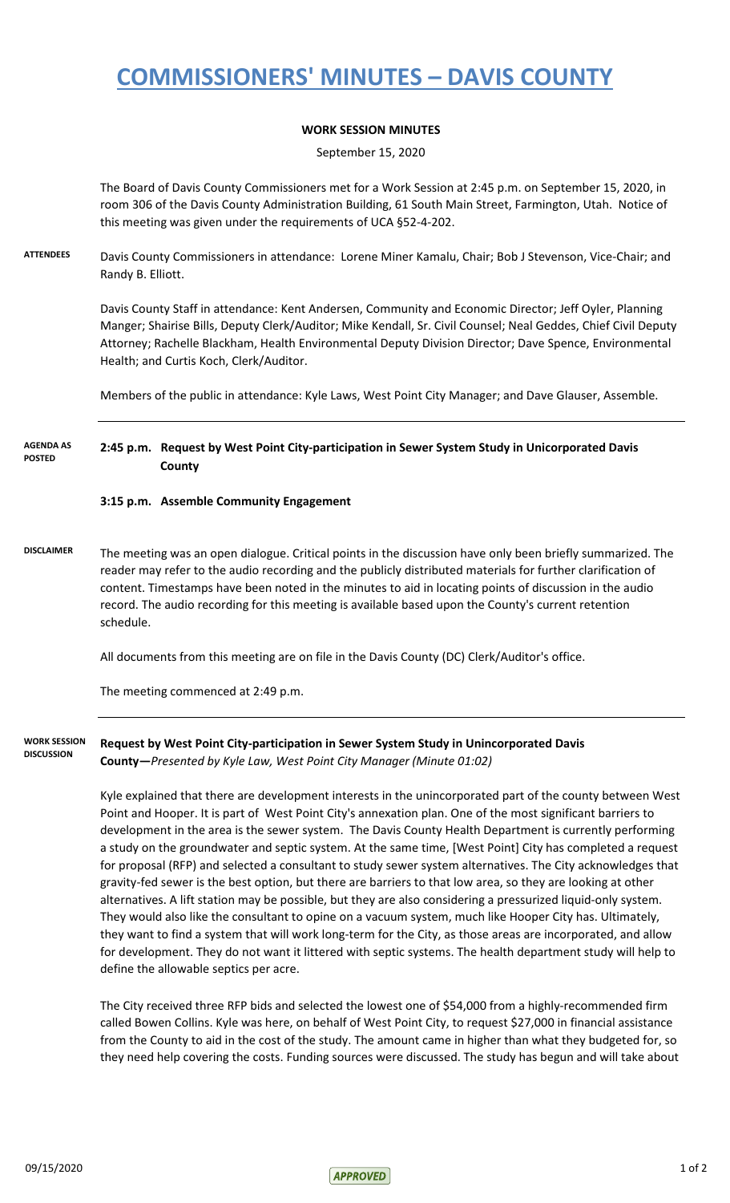# COMMISSIONERS' MINUTES – DAVIS COUNTY

**WORK SESSION MINUTES**

September 15, 2020

The Board of Davis County Commissioners met for a Work Session at 2:45 p.m. on September 15, 2020, in room 306 of the Davis County Administration Building, 61 South Main Street, Farmington, Utah. Notice of this meeting was given under the requirements of UCA §52-4-202.

**ATTENDEES**

Davis County Commissioners in attendance: Lorene Miner Kamalu, Chair; Bob J Stevenson, Vice-Chair; and Randy B. Elliott.

Davis County Staff in attendance: Kent Andersen, Community and Economic Director; Jeff Oyler, Planning Manger; Shairise Bills, Deputy Clerk/Auditor; Mike Kendall, Sr. Civil Counsel; Neal Geddes, Chief Civil Deputy Attorney; Rachelle Blackham, Health Environmental Deputy Division Director; Dave Spence, Environmental Health; and Curtis Koch, Clerk/Auditor.

Members of the public in attendance: Kyle Laws, West Point City Manager; and Dave Glauser, Assemble.

**AGENDA AS POSTED**

**2:45 p.m. Request by West Point City-participation in Sewer System Study in Unincorporated Davis County**

**3:15 p.m. Assemble Community Engagement**

**DISCLAIMER**

The meeting was an open dialogue. Critical points in the discussion have only been briefly summarized. The reader may refer to the audio recording and the publicly distributed materials for further clarification of content. Timestamps have been noted in the minutes to aid in locating points of discussion in the audio record. The audio recording for this meeting is available based upon the County's current retention schedule.

All documents from this meeting are on file in the Davis County (DC) Clerk/Auditor's office.

The meeting commenced at 2:49 p.m.

**WORK SESSION DISCUSSION**

**Request by West Point City-participation in Sewer System Study in Unincorporated Davis County—***Presented by Kyle Law, West Point City Manager (Minute 01:02)*

Kyle explained that there are development interests in the unincorporated part of the county between West Point and Hooper. It is part of West Point City's annexation plan. One of the most significant barriers to development in the area is the sewer system. The Davis County Health Department is currently performing a study on the groundwater and septic system. At the same time, [West Point] City has completed a request for proposal (RFP) and selected a consultant to study sewer system alternatives. The City acknowledges that gravity-fed sewer is the best option, but there are barriers to that low area, so they are looking at other alternatives. A lift station may be possible, but they are also considering a pressurized liquid-only system. They would also like the consultant to opine on a vacuum system, much like Hooper City has. Ultimately, they want to find a system that will work long-term for the City, as those areas are incorporated, and allow for development. They do not want it littered with septic systems. The health department study will help to define the allowable septics per acre.

The City received three RFP bids and selected the lowest one of $54,000 from a highly-recommended firm called Bowen Collins. Kyle was here, on behalf of West Point City, to request $27,000 in financial assistance from the County to aid in the cost of the study. The amount came in higher than what they budgeted for, so they need help covering the costs. Funding sources were discussed. The study has begun and will take about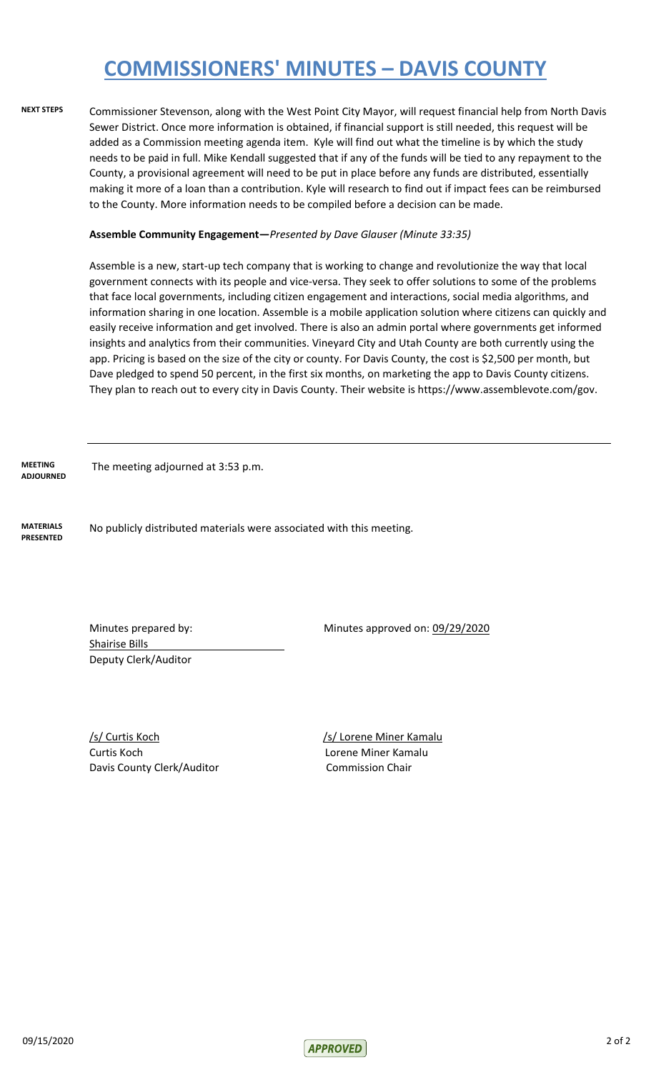# COMMISSIONERS' MINUTES – DAVIS COUNTY

**NEXT STEPS** Commissioner Stevenson, along with the West Point City Mayor, will request financial help from North Davis Sewer District. Once more information is obtained, if financial support is still needed, this request will be added as a Commission meeting agenda item. Kyle will find out what the timeline is by which the study needs to be paid in full. Mike Kendall suggested that if any of the funds will be tied to any repayment to the County, a provisional agreement will need to be put in place before any funds are distributed, essentially making it more of a loan than a contribution. Kyle will research to find out if impact fees can be reimbursed to the County. More information needs to be compiled before a decision can be made.

**Assemble Community Engagement—***Presented by Dave Glauser (Minute 33:35)*

Assemble is a new, start-up tech company that is working to change and revolutionize the way that local government connects with its people and vice-versa. They seek to offer solutions to some of the problems that face local governments, including citizen engagement and interactions, social media algorithms, and information sharing in one location. Assemble is a mobile application solution where citizens can quickly and easily receive information and get involved. There is also an admin portal where governments get informed insights and analytics from their communities. Vineyard City and Utah County are both currently using the app. Pricing is based on the size of the city or county. For Davis County, the cost is $2,500 per month, but Dave pledged to spend 50 percent, in the first six months, on marketing the app to Davis County citizens. They plan to reach out to every city in Davis County. Their website is https://www.assemblevote.com/gov.

---

**MEETING ADJOURNED** The meeting adjourned at 3:53 p.m.

**MATERIALS PRESENTED** No publicly distributed materials were associated with this meeting.

Minutes prepared by: Shairise Bills
Deputy Clerk/Auditor

Minutes approved on: 09/29/2020

/s/ Curtis Koch
Curtis Koch
Davis County Clerk/Auditor

/s/ Lorene Miner Kamalu
Lorene Miner Kamalu
Commission Chair

09/15/2020

APPROVED